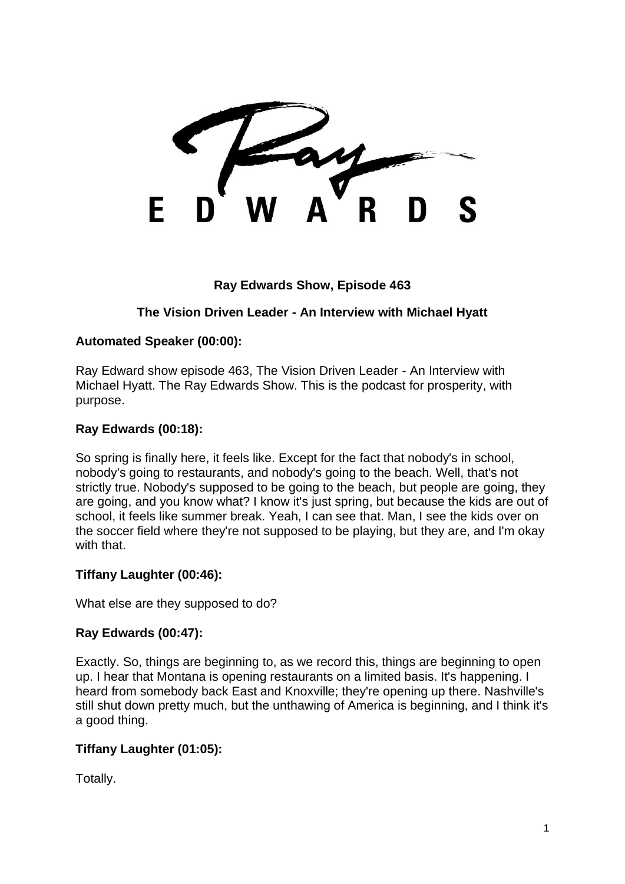**Ray Edwards Show, Episode 463**

**The Vision Driven Leader - An Interview with Michael Hyatt**

**Automated Speaker (00:00):**

Ray Edward show episode 463, The Vision Driven Leader - An Interview with Michael Hyatt. The Ray Edwards Show. This is the podcast for prosperity, with purpose.

**Ray Edwards (00:18):**

So spring is finally here, it feels like. Except for the fact that nobody's in school, nobody's going to restaurants, and nobody's going to the beach. Well, that's not strictly true. Nobody's supposed to be going to the beach, but people are going, they are going, and you know what? I know it's just spring, but because the kids are out of school, it feels like summer break. Yeah, I can see that. Man, I see the kids over on the soccer field where they're not supposed to be playing, but they are, and I'm okay with that.

**Tiffany Laughter (00:46):**

What else are they supposed to do?

**Ray Edwards (00:47):**

Exactly. So, things are beginning to, as we record this, things are beginning to open up. I hear that Montana is opening restaurants on a limited basis. It's happening. I heard from somebody back East and Knoxville; they're opening up there. Nashville's still shut down pretty much, but the unthawing of America is beginning, and I think it's a good thing.

**Tiffany Laughter (01:05):**

Totally.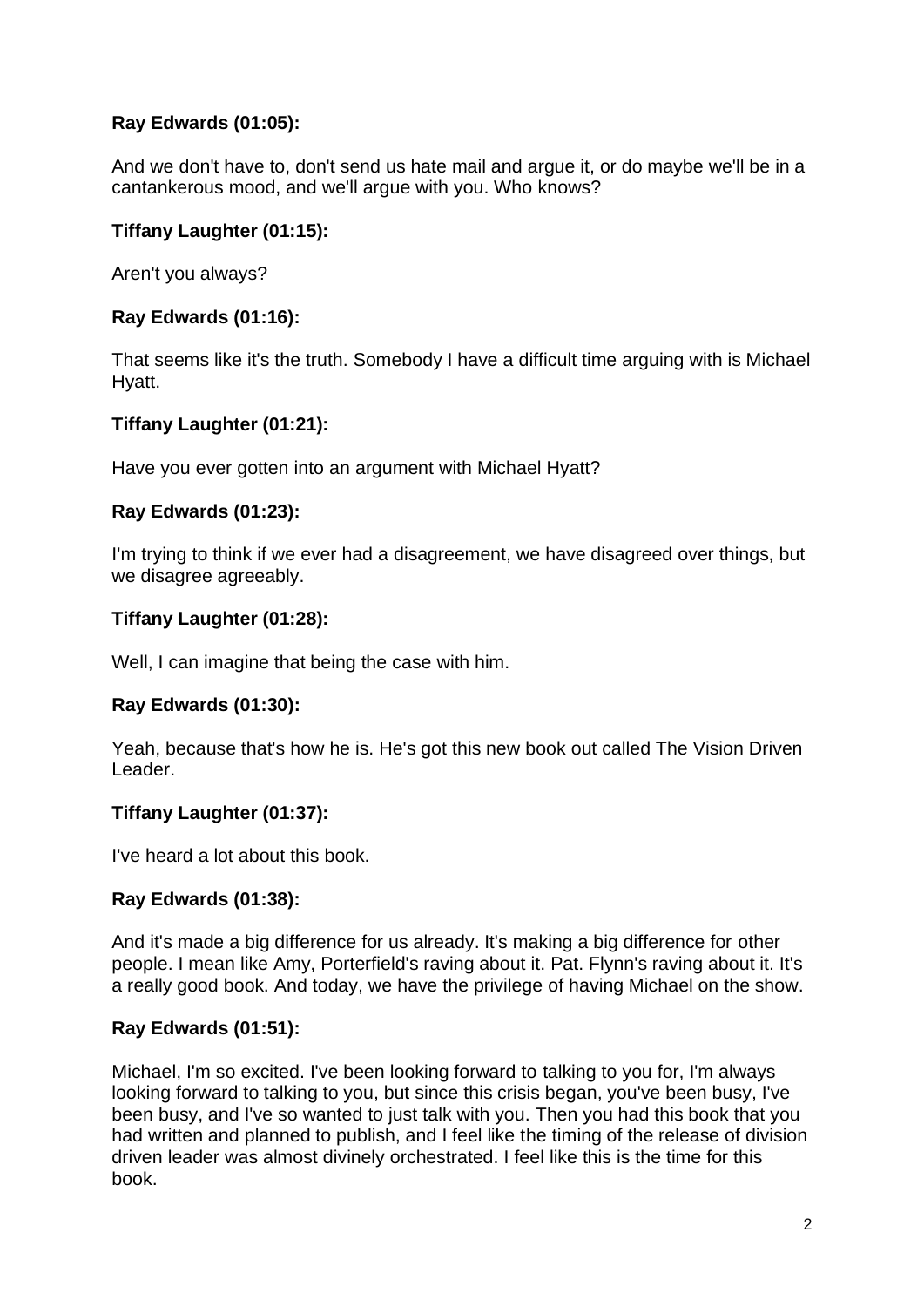**Ray Edwards (01:05):**

And we don't have to, don't send us hate mail and argue it, or do maybe we'll be in a cantankerous mood, and we'll argue with you. Who knows?

**Tiffany Laughter (01:15):**

Aren't you always?

**Ray Edwards (01:16):**

That seems like it's the truth. Somebody I have a difficult time arguing with is Michael Hyatt.

**Tiffany Laughter (01:21):**

Have you ever gotten into an argument with Michael Hyatt?

**Ray Edwards (01:23):**

I'm trying to think if we ever had a disagreement, we have disagreed over things, but we disagree agreeably.

**Tiffany Laughter (01:28):**

Well, I can imagine that being the case with him.

**Ray Edwards (01:30):**

Yeah, because that's how he is. He's got this new book out called The Vision Driven Leader.

**Tiffany Laughter (01:37):**

I've heard a lot about this book.

**Ray Edwards (01:38):**

And it's made a big difference for us already. It's making a big difference for other people. I mean like Amy, Porterfield's raving about it. Pat. Flynn's raving about it. It's a really good book. And today, we have the privilege of having Michael on the show.

**Ray Edwards (01:51):**

Michael, I'm so excited. I've been looking forward to talking to you for, I'm always looking forward to talking to you, but since this crisis began, you've been busy, I've been busy, and I've so wanted to just talk with you. Then you had this book that you had written and planned to publish, and I feel like the timing of the release of division driven leader was almost divinely orchestrated. I feel like this is the time for this book.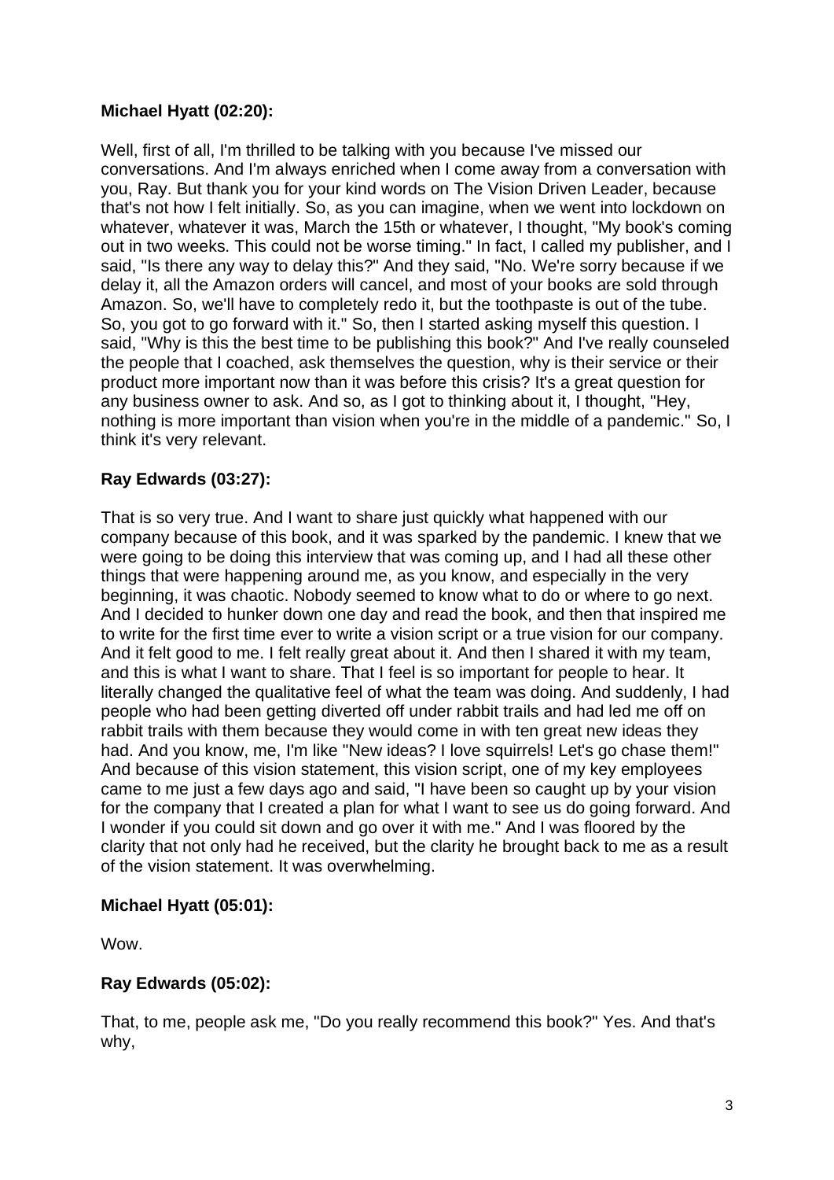**Michael Hyatt (02:20):**

Well, first of all, I'm thrilled to be talking with you because I've missed our conversations. And I'm always enriched when I come away from a conversation with you, Ray. But thank you for your kind words on The Vision Driven Leader, because that's not how I felt initially. So, as you can imagine, when we went into lockdown on whatever, whatever it was, March the 15th or whatever, I thought, "My book's coming out in two weeks. This could not be worse timing." In fact, I called my publisher, and I said, "Is there any way to delay this?" And they said, "No. We're sorry because if we delay it, all the Amazon orders will cancel, and most of your books are sold through Amazon. So, we'll have to completely redo it, but the toothpaste is out of the tube. So, you got to go forward with it." So, then I started asking myself this question. I said, "Why is this the best time to be publishing this book?" And I've really counseled the people that I coached, ask themselves the question, why is their service or their product more important now than it was before this crisis? It's a great question for any business owner to ask. And so, as I got to thinking about it, I thought, "Hey, nothing is more important than vision when you're in the middle of a pandemic." So, I think it's very relevant.

**Ray Edwards (03:27):**

That is so very true. And I want to share just quickly what happened with our company because of this book, and it was sparked by the pandemic. I knew that we were going to be doing this interview that was coming up, and I had all these other things that were happening around me, as you know, and especially in the very beginning, it was chaotic. Nobody seemed to know what to do or where to go next. And I decided to hunker down one day and read the book, and then that inspired me to write for the first time ever to write a vision script or a true vision for our company. And it felt good to me. I felt really great about it. And then I shared it with my team, and this is what I want to share. That I feel is so important for people to hear. It literally changed the qualitative feel of what the team was doing. And suddenly, I had people who had been getting diverted off under rabbit trails and had led me off on rabbit trails with them because they would come in with ten great new ideas they had. And you know, me, I'm like "New ideas? I love squirrels! Let's go chase them!" And because of this vision statement, this vision script, one of my key employees came to me just a few days ago and said, "I have been so caught up by your vision for the company that I created a plan for what I want to see us do going forward. And I wonder if you could sit down and go over it with me." And I was floored by the clarity that not only had he received, but the clarity he brought back to me as a result of the vision statement. It was overwhelming.

**Michael Hyatt (05:01):**

Wow.

**Ray Edwards (05:02):**

That, to me, people ask me, "Do you really recommend this book?" Yes. And that's why,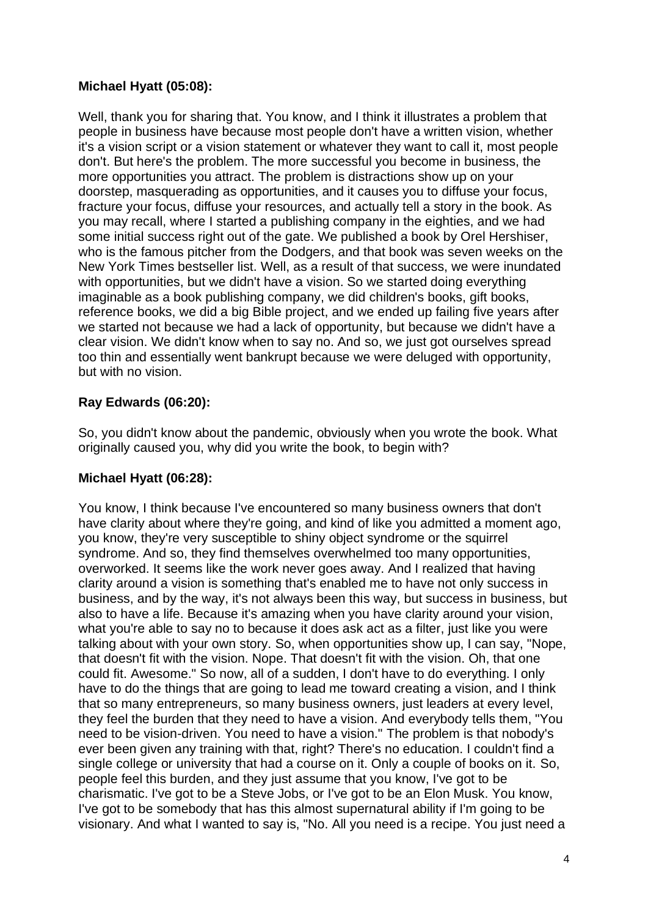**Michael Hyatt (05:08):**

Well, thank you for sharing that. You know, and I think it illustrates a problem that people in business have because most people don't have a written vision, whether it's a vision script or a vision statement or whatever they want to call it, most people don't. But here's the problem. The more successful you become in business, the more opportunities you attract. The problem is distractions show up on your doorstep, masquerading as opportunities, and it causes you to diffuse your focus, fracture your focus, diffuse your resources, and actually tell a story in the book. As you may recall, where I started a publishing company in the eighties, and we had some initial success right out of the gate. We published a book by Orel Hershiser, who is the famous pitcher from the Dodgers, and that book was seven weeks on the New York Times bestseller list. Well, as a result of that success, we were inundated with opportunities, but we didn't have a vision. So we started doing everything imaginable as a book publishing company, we did children's books, gift books, reference books, we did a big Bible project, and we ended up failing five years after we started not because we had a lack of opportunity, but because we didn't have a clear vision. We didn't know when to say no. And so, we just got ourselves spread too thin and essentially went bankrupt because we were deluged with opportunity, but with no vision.

**Ray Edwards (06:20):**

So, you didn't know about the pandemic, obviously when you wrote the book. What originally caused you, why did you write the book, to begin with?

**Michael Hyatt (06:28):**

You know, I think because I've encountered so many business owners that don't have clarity about where they're going, and kind of like you admitted a moment ago, you know, they're very susceptible to shiny object syndrome or the squirrel syndrome. And so, they find themselves overwhelmed too many opportunities, overworked. It seems like the work never goes away. And I realized that having clarity around a vision is something that's enabled me to have not only success in business, and by the way, it's not always been this way, but success in business, but also to have a life. Because it's amazing when you have clarity around your vision, what you're able to say no to because it does ask act as a filter, just like you were talking about with your own story. So, when opportunities show up, I can say, "Nope, that doesn't fit with the vision. Nope. That doesn't fit with the vision. Oh, that one could fit. Awesome." So now, all of a sudden, I don't have to do everything. I only have to do the things that are going to lead me toward creating a vision, and I think that so many entrepreneurs, so many business owners, just leaders at every level, they feel the burden that they need to have a vision. And everybody tells them, "You need to be vision-driven. You need to have a vision." The problem is that nobody's ever been given any training with that, right? There's no education. I couldn't find a single college or university that had a course on it. Only a couple of books on it. So, people feel this burden, and they just assume that you know, I've got to be charismatic. I've got to be a Steve Jobs, or I've got to be an Elon Musk. You know, I've got to be somebody that has this almost supernatural ability if I'm going to be visionary. And what I wanted to say is, "No. All you need is a recipe. You just need a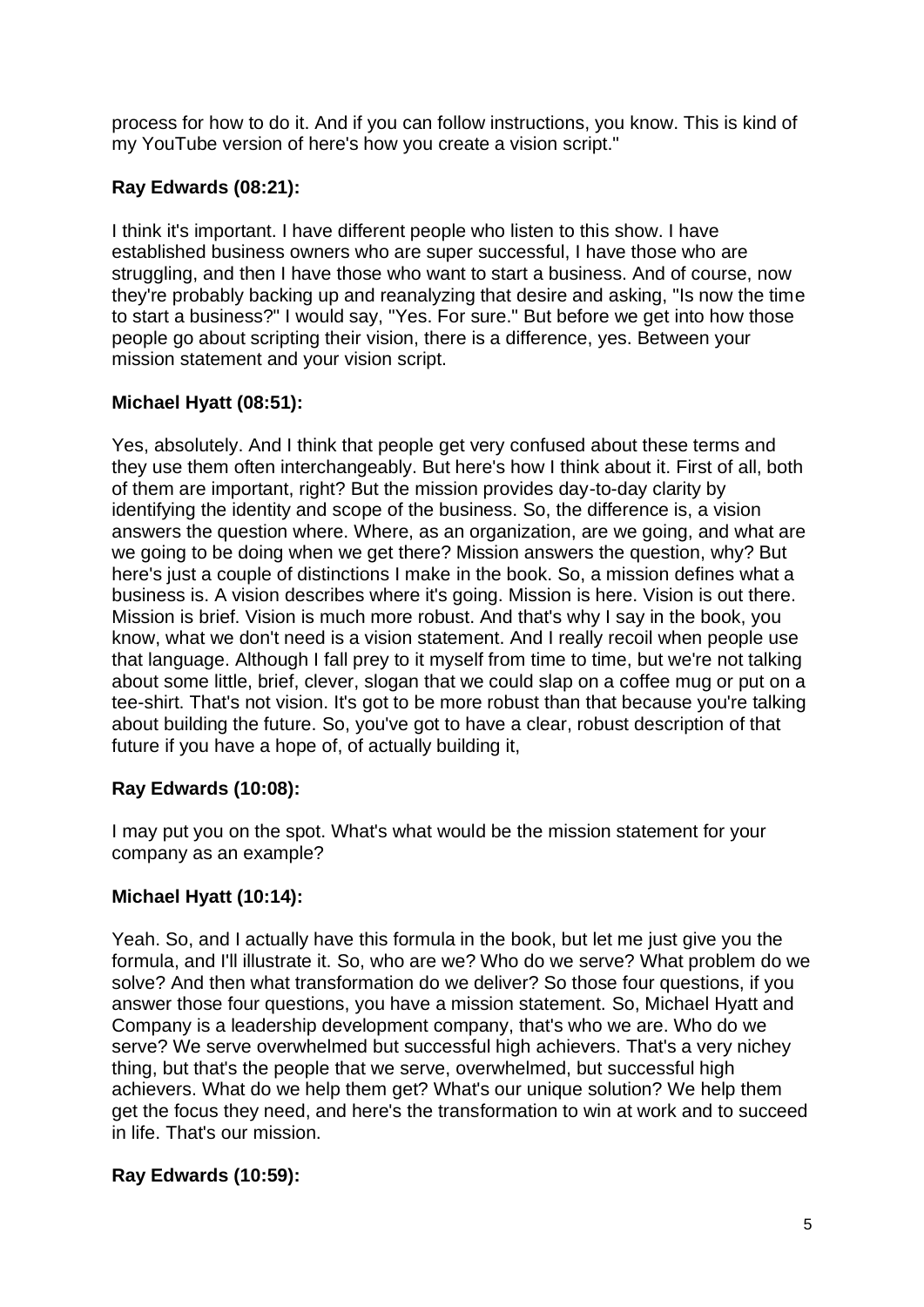process for how to do it. And if you can follow instructions, you know. This is kind of my YouTube version of here's how you create a vision script."

**Ray Edwards (08:21):**

I think it's important. I have different people who listen to this show. I have established business owners who are super successful, I have those who are struggling, and then I have those who want to start a business. And of course, now they're probably backing up and reanalyzing that desire and asking, "Is now the time to start a business?" I would say, "Yes. For sure." But before we get into how those people go about scripting their vision, there is a difference, yes. Between your mission statement and your vision script.

**Michael Hyatt (08:51):**

Yes, absolutely. And I think that people get very confused about these terms and they use them often interchangeably. But here's how I think about it. First of all, both of them are important, right? But the mission provides day-to-day clarity by identifying the identity and scope of the business. So, the difference is, a vision answers the question where. Where, as an organization, are we going, and what are we going to be doing when we get there? Mission answers the question, why? But here's just a couple of distinctions I make in the book. So, a mission defines what a business is. A vision describes where it's going. Mission is here. Vision is out there. Mission is brief. Vision is much more robust. And that's why I say in the book, you know, what we don't need is a vision statement. And I really recoil when people use that language. Although I fall prey to it myself from time to time, but we're not talking about some little, brief, clever, slogan that we could slap on a coffee mug or put on a tee-shirt. That's not vision. It's got to be more robust than that because you're talking about building the future. So, you've got to have a clear, robust description of that future if you have a hope of, of actually building it,

**Ray Edwards (10:08):**

I may put you on the spot. What's what would be the mission statement for your company as an example?

**Michael Hyatt (10:14):**

Yeah. So, and I actually have this formula in the book, but let me just give you the formula, and I'll illustrate it. So, who are we? Who do we serve? What problem do we solve? And then what transformation do we deliver? So those four questions, if you answer those four questions, you have a mission statement. So, Michael Hyatt and Company is a leadership development company, that's who we are. Who do we serve? We serve overwhelmed but successful high achievers. That's a very nichey thing, but that's the people that we serve, overwhelmed, but successful high achievers. What do we help them get? What's our unique solution? We help them get the focus they need, and here's the transformation to win at work and to succeed in life. That's our mission.

**Ray Edwards (10:59):**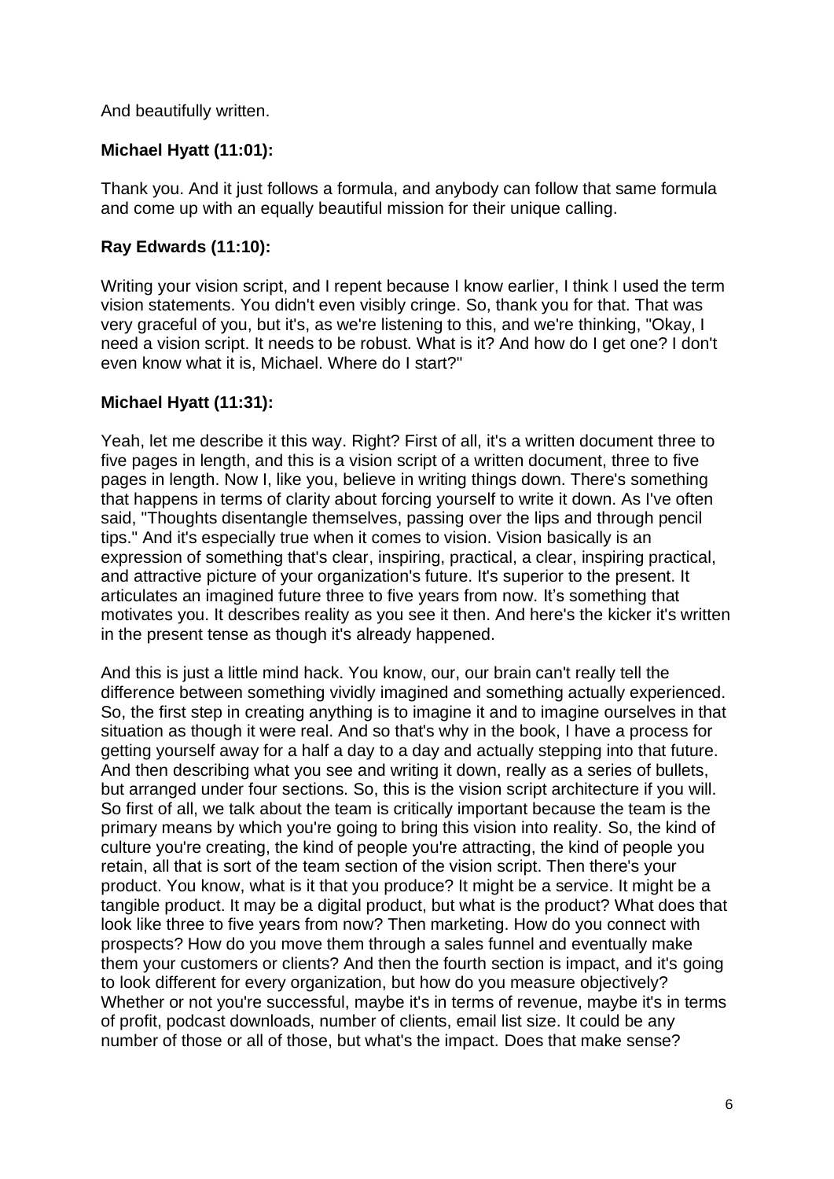And beautifully written.

**Michael Hyatt (11:01):**

Thank you. And it just follows a formula, and anybody can follow that same formula and come up with an equally beautiful mission for their unique calling.

**Ray Edwards (11:10):**

Writing your vision script, and I repent because I know earlier, I think I used the term vision statements. You didn't even visibly cringe. So, thank you for that. That was very graceful of you, but it's, as we're listening to this, and we're thinking, "Okay, I need a vision script. It needs to be robust. What is it? And how do I get one? I don't even know what it is, Michael. Where do I start?"

**Michael Hyatt (11:31):**

Yeah, let me describe it this way. Right? First of all, it's a written document three to five pages in length, and this is a vision script of a written document, three to five pages in length. Now I, like you, believe in writing things down. There's something that happens in terms of clarity about forcing yourself to write it down. As I've often said, "Thoughts disentangle themselves, passing over the lips and through pencil tips." And it's especially true when it comes to vision. Vision basically is an expression of something that's clear, inspiring, practical, a clear, inspiring practical, and attractive picture of your organization's future. It's superior to the present. It articulates an imagined future three to five years from now. It's something that motivates you. It describes reality as you see it then. And here's the kicker it's written in the present tense as though it's already happened.

And this is just a little mind hack. You know, our, our brain can't really tell the difference between something vividly imagined and something actually experienced. So, the first step in creating anything is to imagine it and to imagine ourselves in that situation as though it were real. And so that's why in the book, I have a process for getting yourself away for a half a day to a day and actually stepping into that future. And then describing what you see and writing it down, really as a series of bullets, but arranged under four sections. So, this is the vision script architecture if you will. So first of all, we talk about the team is critically important because the team is the primary means by which you're going to bring this vision into reality. So, the kind of culture you're creating, the kind of people you're attracting, the kind of people you retain, all that is sort of the team section of the vision script. Then there's your product. You know, what is it that you produce? It might be a service. It might be a tangible product. It may be a digital product, but what is the product? What does that look like three to five years from now? Then marketing. How do you connect with prospects? How do you move them through a sales funnel and eventually make them your customers or clients? And then the fourth section is impact, and it's going to look different for every organization, but how do you measure objectively? Whether or not you're successful, maybe it's in terms of revenue, maybe it's in terms of profit, podcast downloads, number of clients, email list size. It could be any number of those or all of those, but what's the impact. Does that make sense?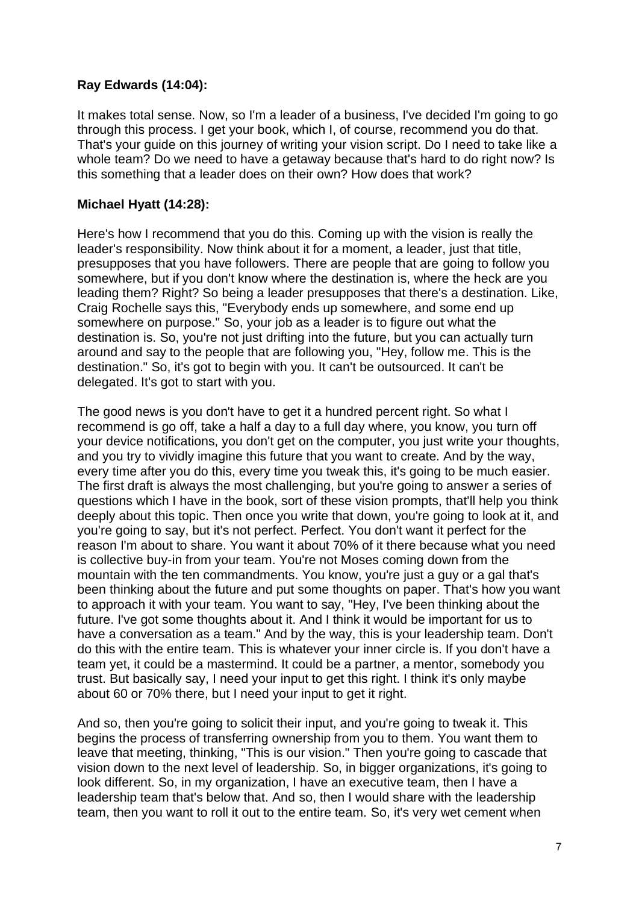**Ray Edwards (14:04):**

It makes total sense. Now, so I'm a leader of a business, I've decided I'm going to go through this process. I get your book, which I, of course, recommend you do that. That's your guide on this journey of writing your vision script. Do I need to take like a whole team? Do we need to have a getaway because that's hard to do right now? Is this something that a leader does on their own? How does that work?

**Michael Hyatt (14:28):**

Here's how I recommend that you do this. Coming up with the vision is really the leader's responsibility. Now think about it for a moment, a leader, just that title, presupposes that you have followers. There are people that are going to follow you somewhere, but if you don't know where the destination is, where the heck are you leading them? Right? So being a leader presupposes that there's a destination. Like, Craig Rochelle says this, "Everybody ends up somewhere, and some end up somewhere on purpose." So, your job as a leader is to figure out what the destination is. So, you're not just drifting into the future, but you can actually turn around and say to the people that are following you, "Hey, follow me. This is the destination." So, it's got to begin with you. It can't be outsourced. It can't be delegated. It's got to start with you.

The good news is you don't have to get it a hundred percent right. So what I recommend is go off, take a half a day to a full day where, you know, you turn off your device notifications, you don't get on the computer, you just write your thoughts, and you try to vividly imagine this future that you want to create. And by the way, every time after you do this, every time you tweak this, it's going to be much easier. The first draft is always the most challenging, but you're going to answer a series of questions which I have in the book, sort of these vision prompts, that'll help you think deeply about this topic. Then once you write that down, you're going to look at it, and you're going to say, but it's not perfect. Perfect. You don't want it perfect for the reason I'm about to share. You want it about 70% of it there because what you need is collective buy-in from your team. You're not Moses coming down from the mountain with the ten commandments. You know, you're just a guy or a gal that's been thinking about the future and put some thoughts on paper. That's how you want to approach it with your team. You want to say, "Hey, I've been thinking about the future. I've got some thoughts about it. And I think it would be important for us to have a conversation as a team." And by the way, this is your leadership team. Don't do this with the entire team. This is whatever your inner circle is. If you don't have a team yet, it could be a mastermind. It could be a partner, a mentor, somebody you trust. But basically say, I need your input to get this right. I think it's only maybe about 60 or 70% there, but I need your input to get it right.

And so, then you're going to solicit their input, and you're going to tweak it. This begins the process of transferring ownership from you to them. You want them to leave that meeting, thinking, "This is our vision." Then you're going to cascade that vision down to the next level of leadership. So, in bigger organizations, it's going to look different. So, in my organization, I have an executive team, then I have a leadership team that's below that. And so, then I would share with the leadership team, then you want to roll it out to the entire team. So, it's very wet cement when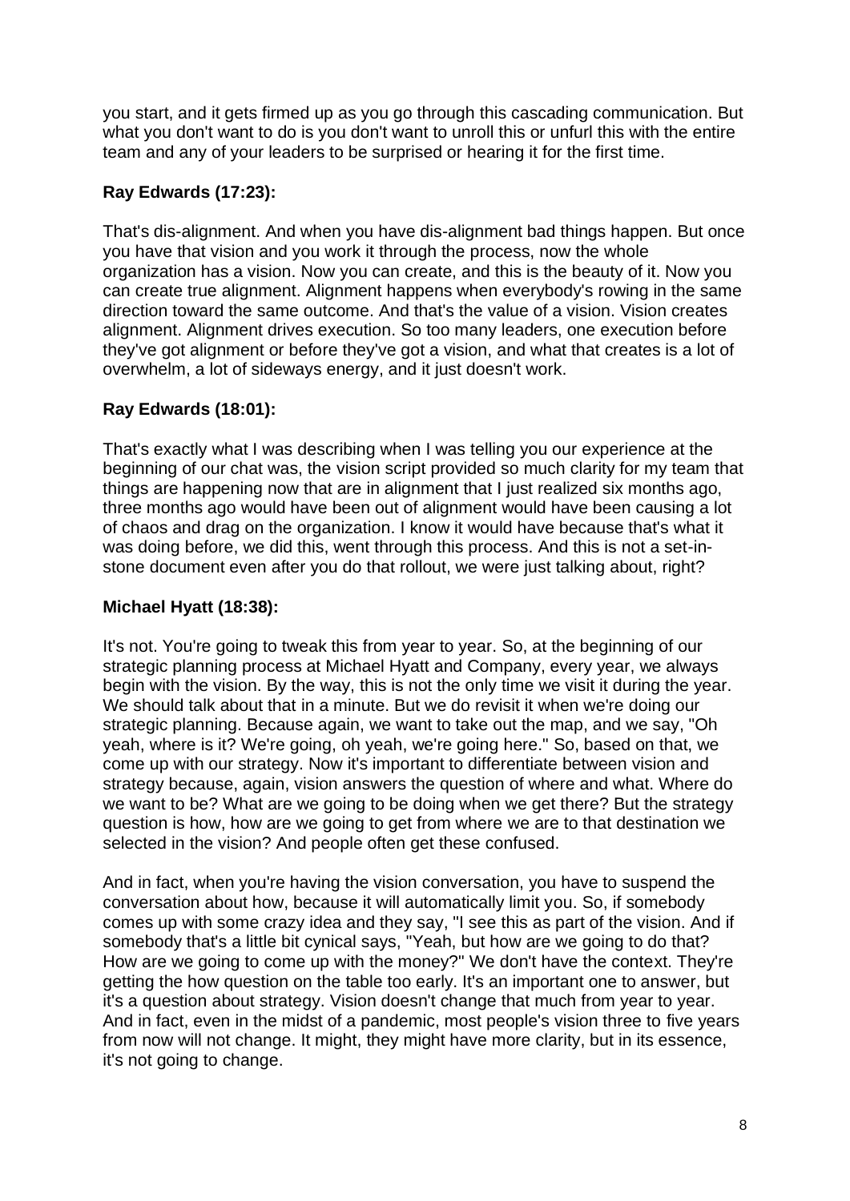you start, and it gets firmed up as you go through this cascading communication. But what you don't want to do is you don't want to unroll this or unfurl this with the entire team and any of your leaders to be surprised or hearing it for the first time.

**Ray Edwards (17:23):**

That's dis-alignment. And when you have dis-alignment bad things happen. But once you have that vision and you work it through the process, now the whole organization has a vision. Now you can create, and this is the beauty of it. Now you can create true alignment. Alignment happens when everybody's rowing in the same direction toward the same outcome. And that's the value of a vision. Vision creates alignment. Alignment drives execution. So too many leaders, one execution before they've got alignment or before they've got a vision, and what that creates is a lot of overwhelm, a lot of sideways energy, and it just doesn't work.

**Ray Edwards (18:01):**

That's exactly what I was describing when I was telling you our experience at the beginning of our chat was, the vision script provided so much clarity for my team that things are happening now that are in alignment that I just realized six months ago, three months ago would have been out of alignment would have been causing a lot of chaos and drag on the organization. I know it would have because that's what it was doing before, we did this, went through this process. And this is not a set-in-stone document even after you do that rollout, we were just talking about, right?

**Michael Hyatt (18:38):**

It's not. You're going to tweak this from year to year. So, at the beginning of our strategic planning process at Michael Hyatt and Company, every year, we always begin with the vision. By the way, this is not the only time we visit it during the year. We should talk about that in a minute. But we do revisit it when we're doing our strategic planning. Because again, we want to take out the map, and we say, "Oh yeah, where is it? We're going, oh yeah, we're going here." So, based on that, we come up with our strategy. Now it's important to differentiate between vision and strategy because, again, vision answers the question of where and what. Where do we want to be? What are we going to be doing when we get there? But the strategy question is how, how are we going to get from where we are to that destination we selected in the vision? And people often get these confused.

And in fact, when you're having the vision conversation, you have to suspend the conversation about how, because it will automatically limit you. So, if somebody comes up with some crazy idea and they say, "I see this as part of the vision. And if somebody that's a little bit cynical says, "Yeah, but how are we going to do that? How are we going to come up with the money?" We don't have the context. They're getting the how question on the table too early. It's an important one to answer, but it's a question about strategy. Vision doesn't change that much from year to year. And in fact, even in the midst of a pandemic, most people's vision three to five years from now will not change. It might, they might have more clarity, but in its essence, it's not going to change.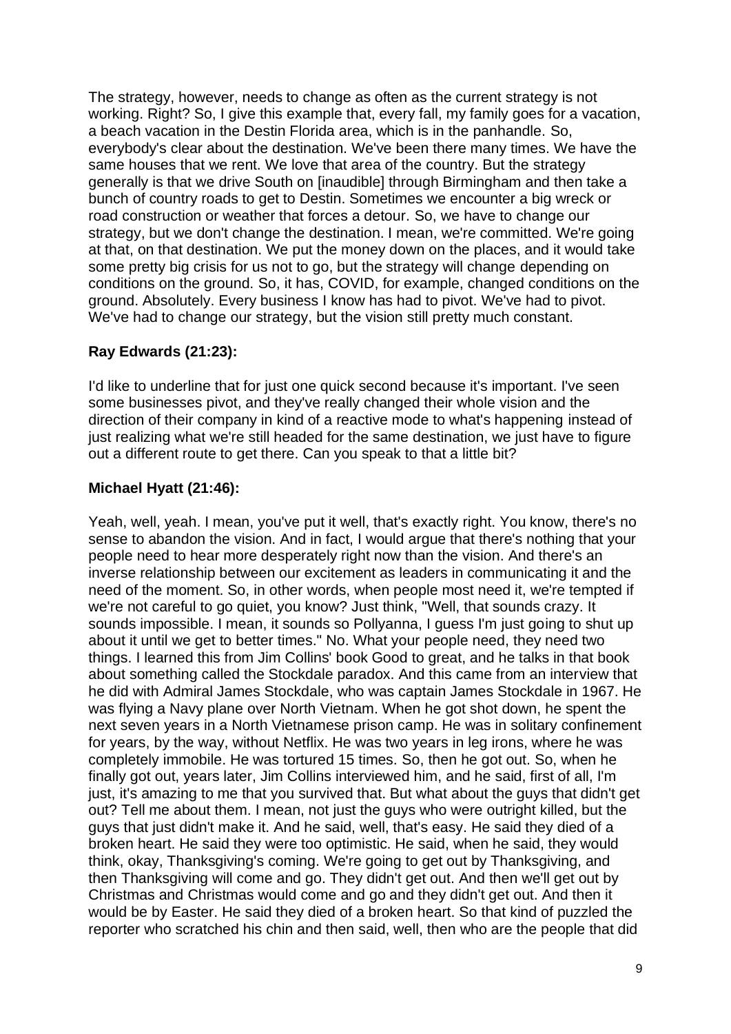The strategy, however, needs to change as often as the current strategy is not working. Right? So, I give this example that, every fall, my family goes for a vacation, a beach vacation in the Destin Florida area, which is in the panhandle. So, everybody's clear about the destination. We've been there many times. We have the same houses that we rent. We love that area of the country. But the strategy generally is that we drive South on [inaudible] through Birmingham and then take a bunch of country roads to get to Destin. Sometimes we encounter a big wreck or road construction or weather that forces a detour. So, we have to change our strategy, but we don't change the destination. I mean, we're committed. We're going at that, on that destination. We put the money down on the places, and it would take some pretty big crisis for us not to go, but the strategy will change depending on conditions on the ground. So, it has, COVID, for example, changed conditions on the ground. Absolutely. Every business I know has had to pivot. We've had to pivot. We've had to change our strategy, but the vision still pretty much constant.

**Ray Edwards (21:23):**

I'd like to underline that for just one quick second because it's important. I've seen some businesses pivot, and they've really changed their whole vision and the direction of their company in kind of a reactive mode to what's happening instead of just realizing what we're still headed for the same destination, we just have to figure out a different route to get there. Can you speak to that a little bit?

**Michael Hyatt (21:46):**

Yeah, well, yeah. I mean, you've put it well, that's exactly right. You know, there's no sense to abandon the vision. And in fact, I would argue that there's nothing that your people need to hear more desperately right now than the vision. And there's an inverse relationship between our excitement as leaders in communicating it and the need of the moment. So, in other words, when people most need it, we're tempted if we're not careful to go quiet, you know? Just think, "Well, that sounds crazy. It sounds impossible. I mean, it sounds so Pollyanna, I guess I'm just going to shut up about it until we get to better times." No. What your people need, they need two things. I learned this from Jim Collins' book Good to great, and he talks in that book about something called the Stockdale paradox. And this came from an interview that he did with Admiral James Stockdale, who was captain James Stockdale in 1967. He was flying a Navy plane over North Vietnam. When he got shot down, he spent the next seven years in a North Vietnamese prison camp. He was in solitary confinement for years, by the way, without Netflix. He was two years in leg irons, where he was completely immobile. He was tortured 15 times. So, then he got out. So, when he finally got out, years later, Jim Collins interviewed him, and he said, first of all, I'm just, it's amazing to me that you survived that. But what about the guys that didn't get out? Tell me about them. I mean, not just the guys who were outright killed, but the guys that just didn't make it. And he said, well, that's easy. He said they died of a broken heart. He said they were too optimistic. He said, when he said, they would think, okay, Thanksgiving's coming. We're going to get out by Thanksgiving, and then Thanksgiving will come and go. They didn't get out. And then we'll get out by Christmas and Christmas would come and go and they didn't get out. And then it would be by Easter. He said they died of a broken heart. So that kind of puzzled the reporter who scratched his chin and then said, well, then who are the people that did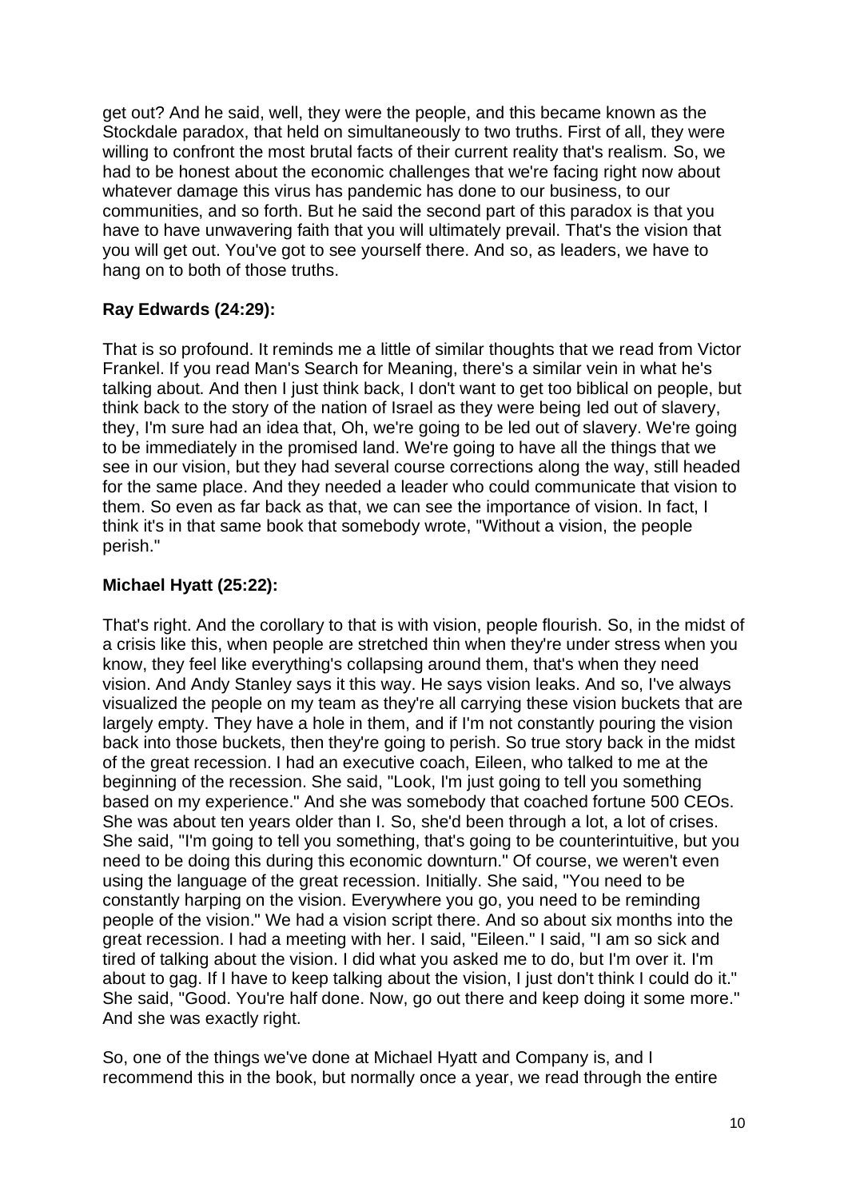get out? And he said, well, they were the people, and this became known as the Stockdale paradox, that held on simultaneously to two truths. First of all, they were willing to confront the most brutal facts of their current reality that's realism. So, we had to be honest about the economic challenges that we're facing right now about whatever damage this virus has pandemic has done to our business, to our communities, and so forth. But he said the second part of this paradox is that you have to have unwavering faith that you will ultimately prevail. That's the vision that you will get out. You've got to see yourself there. And so, as leaders, we have to hang on to both of those truths.

**Ray Edwards (24:29):**

That is so profound. It reminds me a little of similar thoughts that we read from Victor Frankel. If you read Man's Search for Meaning, there's a similar vein in what he's talking about. And then I just think back, I don't want to get too biblical on people, but think back to the story of the nation of Israel as they were being led out of slavery, they, I'm sure had an idea that, Oh, we're going to be led out of slavery. We're going to be immediately in the promised land. We're going to have all the things that we see in our vision, but they had several course corrections along the way, still headed for the same place. And they needed a leader who could communicate that vision to them. So even as far back as that, we can see the importance of vision. In fact, I think it's in that same book that somebody wrote, "Without a vision, the people perish."

**Michael Hyatt (25:22):**

That's right. And the corollary to that is with vision, people flourish. So, in the midst of a crisis like this, when people are stretched thin when they're under stress when you know, they feel like everything's collapsing around them, that's when they need vision. And Andy Stanley says it this way. He says vision leaks. And so, I've always visualized the people on my team as they're all carrying these vision buckets that are largely empty. They have a hole in them, and if I'm not constantly pouring the vision back into those buckets, then they're going to perish. So true story back in the midst of the great recession. I had an executive coach, Eileen, who talked to me at the beginning of the recession. She said, "Look, I'm just going to tell you something based on my experience." And she was somebody that coached fortune 500 CEOs. She was about ten years older than I. So, she'd been through a lot, a lot of crises. She said, "I'm going to tell you something, that's going to be counterintuitive, but you need to be doing this during this economic downturn." Of course, we weren't even using the language of the great recession. Initially. She said, "You need to be constantly harping on the vision. Everywhere you go, you need to be reminding people of the vision." We had a vision script there. And so about six months into the great recession. I had a meeting with her. I said, "Eileen." I said, "I am so sick and tired of talking about the vision. I did what you asked me to do, but I'm over it. I'm about to gag. If I have to keep talking about the vision, I just don't think I could do it." She said, "Good. You're half done. Now, go out there and keep doing it some more." And she was exactly right.

So, one of the things we've done at Michael Hyatt and Company is, and I recommend this in the book, but normally once a year, we read through the entire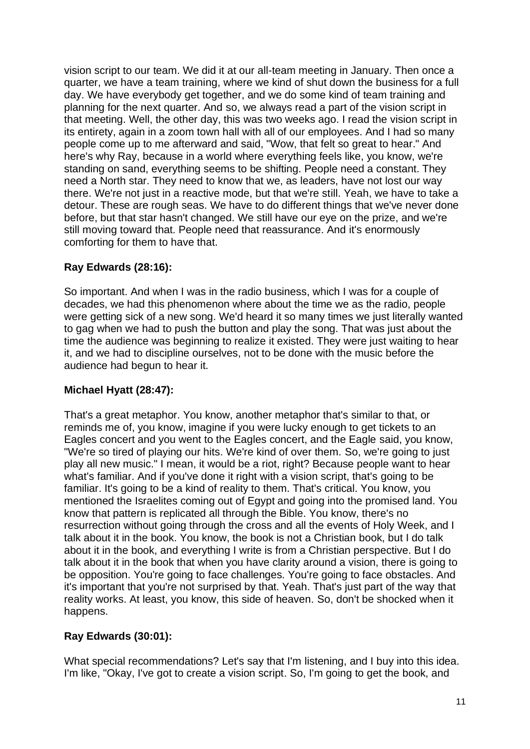vision script to our team. We did it at our all-team meeting in January. Then once a quarter, we have a team training, where we kind of shut down the business for a full day. We have everybody get together, and we do some kind of team training and planning for the next quarter. And so, we always read a part of the vision script in that meeting. Well, the other day, this was two weeks ago. I read the vision script in its entirety, again in a zoom town hall with all of our employees. And I had so many people come up to me afterward and said, "Wow, that felt so great to hear." And here's why Ray, because in a world where everything feels like, you know, we're standing on sand, everything seems to be shifting. People need a constant. They need a North star. They need to know that we, as leaders, have not lost our way there. We're not just in a reactive mode, but that we're still. Yeah, we have to take a detour. These are rough seas. We have to do different things that we've never done before, but that star hasn't changed. We still have our eye on the prize, and we're still moving toward that. People need that reassurance. And it's enormously comforting for them to have that.

**Ray Edwards (28:16):**

So important. And when I was in the radio business, which I was for a couple of decades, we had this phenomenon where about the time we as the radio, people were getting sick of a new song. We'd heard it so many times we just literally wanted to gag when we had to push the button and play the song. That was just about the time the audience was beginning to realize it existed. They were just waiting to hear it, and we had to discipline ourselves, not to be done with the music before the audience had begun to hear it.

**Michael Hyatt (28:47):**

That's a great metaphor. You know, another metaphor that's similar to that, or reminds me of, you know, imagine if you were lucky enough to get tickets to an Eagles concert and you went to the Eagles concert, and the Eagle said, you know, "We're so tired of playing our hits. We're kind of over them. So, we're going to just play all new music." I mean, it would be a riot, right? Because people want to hear what's familiar. And if you've done it right with a vision script, that's going to be familiar. It's going to be a kind of reality to them. That's critical. You know, you mentioned the Israelites coming out of Egypt and going into the promised land. You know that pattern is replicated all through the Bible. You know, there's no resurrection without going through the cross and all the events of Holy Week, and I talk about it in the book. You know, the book is not a Christian book, but I do talk about it in the book, and everything I write is from a Christian perspective. But I do talk about it in the book that when you have clarity around a vision, there is going to be opposition. You're going to face challenges. You're going to face obstacles. And it's important that you're not surprised by that. Yeah. That's just part of the way that reality works. At least, you know, this side of heaven. So, don't be shocked when it happens.

**Ray Edwards (30:01):**

What special recommendations? Let's say that I'm listening, and I buy into this idea. I'm like, "Okay, I've got to create a vision script. So, I'm going to get the book, and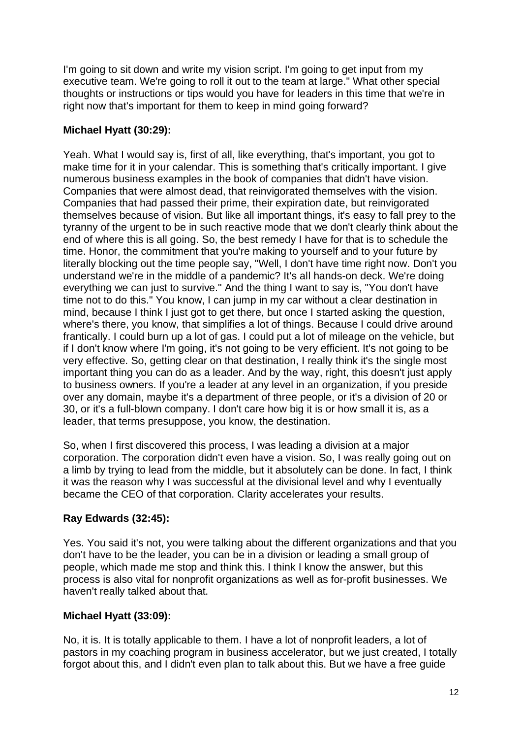I'm going to sit down and write my vision script. I'm going to get input from my executive team. We're going to roll it out to the team at large." What other special thoughts or instructions or tips would you have for leaders in this time that we're in right now that's important for them to keep in mind going forward?

**Michael Hyatt (30:29):**

Yeah. What I would say is, first of all, like everything, that's important, you got to make time for it in your calendar. This is something that's critically important. I give numerous business examples in the book of companies that didn't have vision. Companies that were almost dead, that reinvigorated themselves with the vision. Companies that had passed their prime, their expiration date, but reinvigorated themselves because of vision. But like all important things, it's easy to fall prey to the tyranny of the urgent to be in such reactive mode that we don't clearly think about the end of where this is all going. So, the best remedy I have for that is to schedule the time. Honor, the commitment that you're making to yourself and to your future by literally blocking out the time people say, "Well, I don't have time right now. Don't you understand we're in the middle of a pandemic? It's all hands-on deck. We're doing everything we can just to survive." And the thing I want to say is, "You don't have time not to do this." You know, I can jump in my car without a clear destination in mind, because I think I just got to get there, but once I started asking the question, where's there, you know, that simplifies a lot of things. Because I could drive around frantically. I could burn up a lot of gas. I could put a lot of mileage on the vehicle, but if I don't know where I'm going, it's not going to be very efficient. It's not going to be very effective. So, getting clear on that destination, I really think it's the single most important thing you can do as a leader. And by the way, right, this doesn't just apply to business owners. If you're a leader at any level in an organization, if you preside over any domain, maybe it's a department of three people, or it's a division of 20 or 30, or it's a full-blown company. I don't care how big it is or how small it is, as a leader, that terms presuppose, you know, the destination.

So, when I first discovered this process, I was leading a division at a major corporation. The corporation didn't even have a vision. So, I was really going out on a limb by trying to lead from the middle, but it absolutely can be done. In fact, I think it was the reason why I was successful at the divisional level and why I eventually became the CEO of that corporation. Clarity accelerates your results.

**Ray Edwards (32:45):**

Yes. You said it's not, you were talking about the different organizations and that you don't have to be the leader, you can be in a division or leading a small group of people, which made me stop and think this. I think I know the answer, but this process is also vital for nonprofit organizations as well as for-profit businesses. We haven't really talked about that.

**Michael Hyatt (33:09):**

No, it is. It is totally applicable to them. I have a lot of nonprofit leaders, a lot of pastors in my coaching program in business accelerator, but we just created, I totally forgot about this, and I didn't even plan to talk about this. But we have a free guide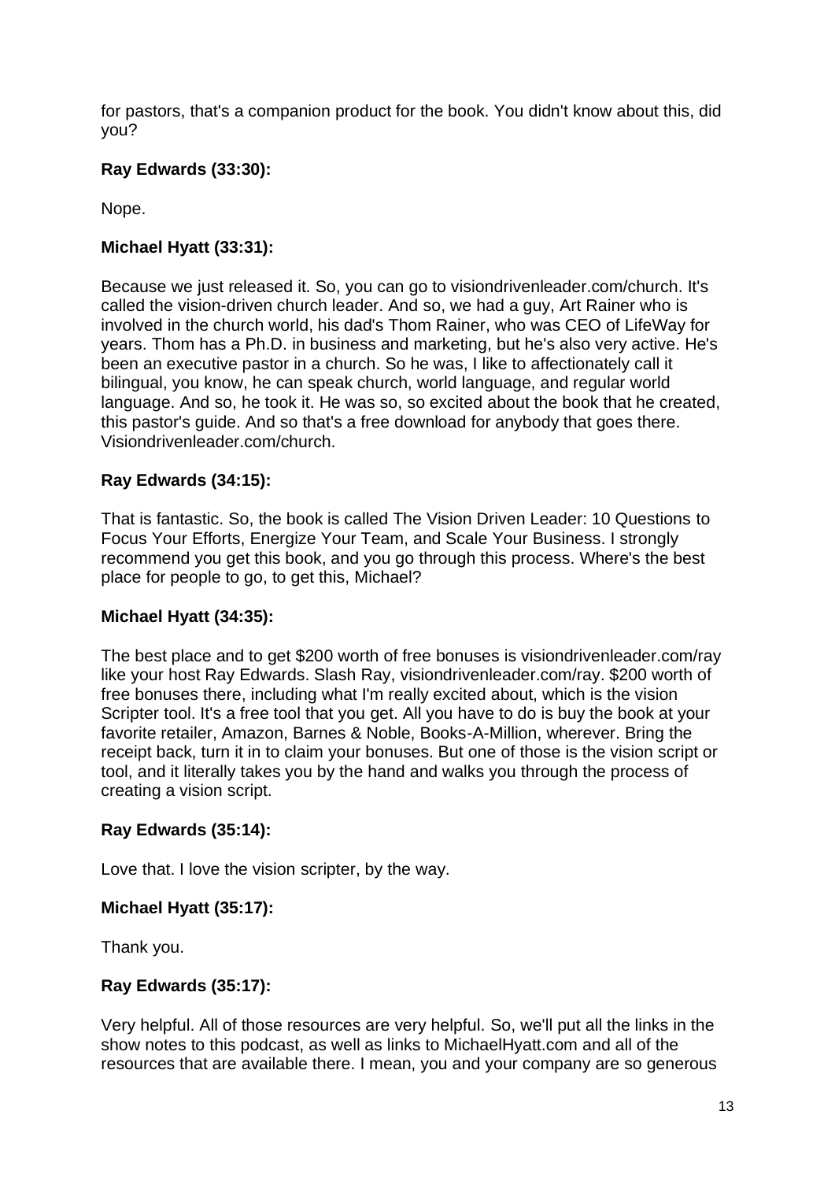for pastors, that's a companion product for the book. You didn't know about this, did you?

**Ray Edwards (33:30):**

Nope.

**Michael Hyatt (33:31):**

Because we just released it. So, you can go to visiondrivenleader.com/church. It's called the vision-driven church leader. And so, we had a guy, Art Rainer who is involved in the church world, his dad's Thom Rainer, who was CEO of LifeWay for years. Thom has a Ph.D. in business and marketing, but he's also very active. He's been an executive pastor in a church. So he was, I like to affectionately call it bilingual, you know, he can speak church, world language, and regular world language. And so, he took it. He was so, so excited about the book that he created, this pastor's guide. And so that's a free download for anybody that goes there. Visiondrivenleader.com/church.

**Ray Edwards (34:15):**

That is fantastic. So, the book is called The Vision Driven Leader: 10 Questions to Focus Your Efforts, Energize Your Team, and Scale Your Business. I strongly recommend you get this book, and you go through this process. Where's the best place for people to go, to get this, Michael?

**Michael Hyatt (34:35):**

The best place and to get $200 worth of free bonuses is visiondrivenleader.com/ray like your host Ray Edwards. Slash Ray, visiondrivenleader.com/ray. $200 worth of free bonuses there, including what I'm really excited about, which is the vision Scripter tool. It's a free tool that you get. All you have to do is buy the book at your favorite retailer, Amazon, Barnes & Noble, Books-A-Million, wherever. Bring the receipt back, turn it in to claim your bonuses. But one of those is the vision script or tool, and it literally takes you by the hand and walks you through the process of creating a vision script.

**Ray Edwards (35:14):**

Love that. I love the vision scripter, by the way.

**Michael Hyatt (35:17):**

Thank you.

**Ray Edwards (35:17):**

Very helpful. All of those resources are very helpful. So, we'll put all the links in the show notes to this podcast, as well as links to MichaelHyatt.com and all of the resources that are available there. I mean, you and your company are so generous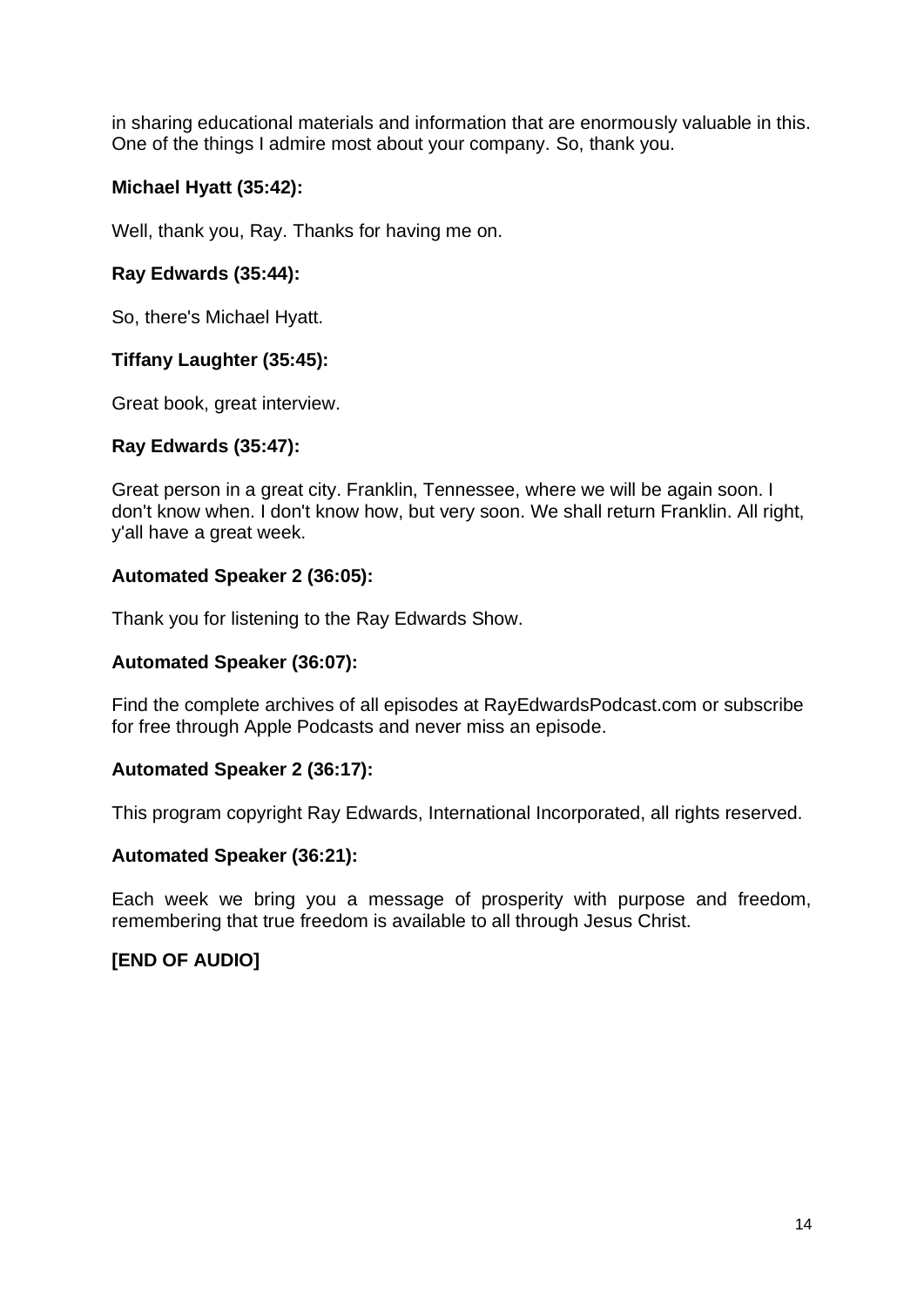in sharing educational materials and information that are enormously valuable in this. One of the things I admire most about your company. So, thank you.

**Michael Hyatt (35:42):**

Well, thank you, Ray. Thanks for having me on.

**Ray Edwards (35:44):**

So, there's Michael Hyatt.

**Tiffany Laughter (35:45):**

Great book, great interview.

**Ray Edwards (35:47):**

Great person in a great city. Franklin, Tennessee, where we will be again soon. I don't know when. I don't know how, but very soon. We shall return Franklin. All right, y'all have a great week.

**Automated Speaker 2 (36:05):**

Thank you for listening to the Ray Edwards Show.

**Automated Speaker (36:07):**

Find the complete archives of all episodes at RayEdwardsPodcast.com or subscribe for free through Apple Podcasts and never miss an episode.

**Automated Speaker 2 (36:17):**

This program copyright Ray Edwards, International Incorporated, all rights reserved.

**Automated Speaker (36:21):**

Each week we bring you a message of prosperity with purpose and freedom, remembering that true freedom is available to all through Jesus Christ.

**[END OF AUDIO]**